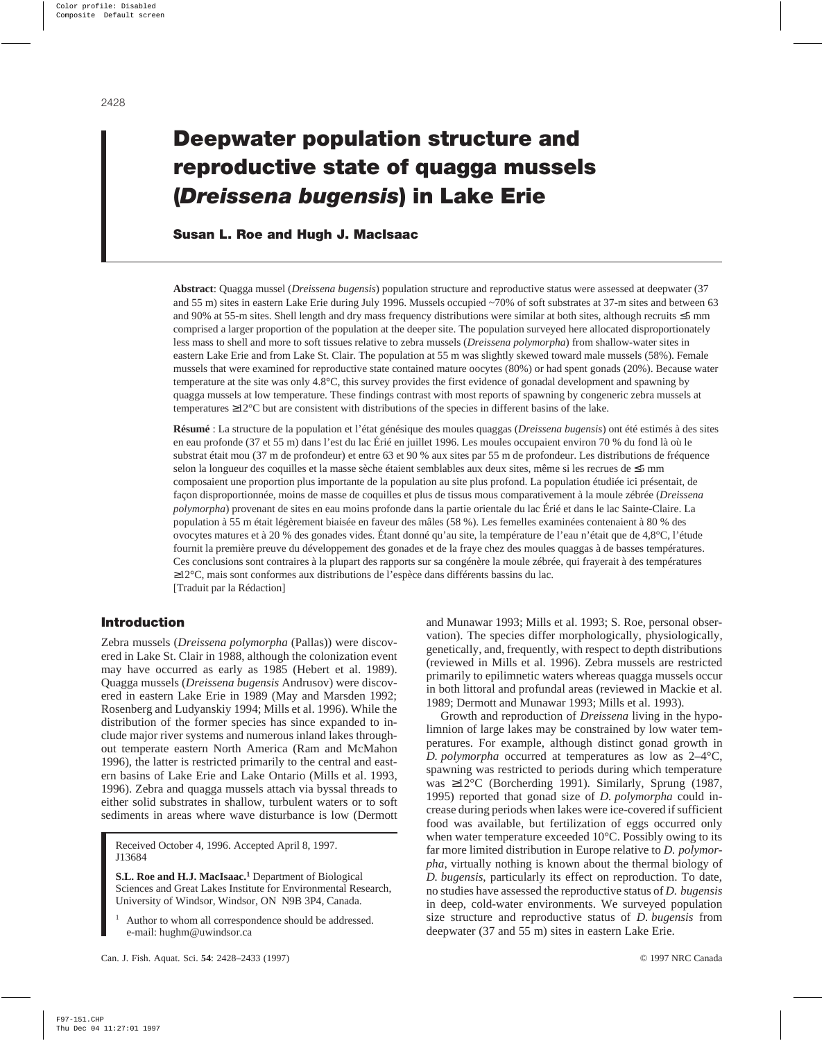# Deepwater population structure and reproductive state of quagga mussels (*Dreissena bugensis*) in Lake Erie

**Susan L. Roe and Hugh J. MacIsaac**

**Abstract**: Quagga mussel (*Dreissena bugensis*) population structure and reproductive status were assessed at deepwater (37 and 55 m) sites in eastern Lake Erie during July 1996. Mussels occupied ~70% of soft substrates at 37-m sites and between 63 and 90% at 55-m sites. Shell length and dry mass frequency distributions were similar at both sites, although recruits ≤5 mm comprised a larger proportion of the population at the deeper site. The population surveyed here allocated disproportionately less mass to shell and more to soft tissues relative to zebra mussels (*Dreissena polymorpha*) from shallow-water sites in eastern Lake Erie and from Lake St. Clair. The population at 55 m was slightly skewed toward male mussels (58%). Female mussels that were examined for reproductive state contained mature oocytes (80%) or had spent gonads (20%). Because water temperature at the site was only 4.8°C, this survey provides the first evidence of gonadal development and spawning by quagga mussels at low temperature. These findings contrast with most reports of spawning by congeneric zebra mussels at temperatures ≥12°C but are consistent with distributions of the species in different basins of the lake.

**Résumé** : La structure de la population et l'état génésique des moules quaggas (*Dreissena bugensis*) ont été estimés à des sites en eau profonde (37 et 55 m) dans l'est du lac Érié en juillet 1996. Les moules occupaient environ 70 % du fond là où le substrat était mou (37 m de profondeur) et entre 63 et 90 % aux sites par 55 m de profondeur. Les distributions de fréquence selon la longueur des coquilles et la masse sèche étaient semblables aux deux sites, même si les recrues de ≤5 mm composaient une proportion plus importante de la population au site plus profond. La population étudiée ici présentait, de façon disproportionnée, moins de masse de coquilles et plus de tissus mous comparativement à la moule zébrée (*Dreissena polymorpha*) provenant de sites en eau moins profonde dans la partie orientale du lac Érié et dans le lac Sainte-Claire. La population à 55 m était légèrement biaisée en faveur des mâles (58 %). Les femelles examinées contenaient à 80 % des ovocytes matures et à 20 % des gonades vides. Étant donné qu'au site, la température de l'eau n'était que de 4,8°C, l'étude fournit la première preuve du développement des gonades et de la fraye chez des moules quaggas à de basses températures. Ces conclusions sont contraires à la plupart des rapports sur sa congénère la moule zébrée, qui frayerait à des températures ≥12°C, mais sont conformes aux distributions de l'espèce dans différents bassins du lac.
[Traduit par la Rédaction]

## Introduction

Zebra mussels (*Dreissena polymorpha* (Pallas)) were discovered in Lake St. Clair in 1988, although the colonization event may have occurred as early as 1985 (Hebert et al. 1989). Quagga mussels (*Dreissena bugensis* Andrusov) were discovered in eastern Lake Erie in 1989 (May and Marsden 1992; Rosenberg and Ludyanskiy 1994; Mills et al. 1996). While the distribution of the former species has since expanded to include major river systems and numerous inland lakes throughout temperate eastern North America (Ram and McMahon 1996), the latter is restricted primarily to the central and eastern basins of Lake Erie and Lake Ontario (Mills et al. 1993, 1996). Zebra and quagga mussels attach via byssal threads to either solid substrates in shallow, turbulent waters or to soft sediments in areas where wave disturbance is low (Dermott and Munawar 1993; Mills et al. 1993; S. Roe, personal observation). The species differ morphologically, physiologically, genetically, and, frequently, with respect to depth distributions (reviewed in Mills et al. 1996). Zebra mussels are restricted primarily to epilimnetic waters whereas quagga mussels occur in both littoral and profundal areas (reviewed in Mackie et al. 1989; Dermott and Munawar 1993; Mills et al. 1993).

Growth and reproduction of *Dreissena* living in the hypolimnion of large lakes may be constrained by low water temperatures. For example, although distinct gonad growth in *D. polymorpha* occurred at temperatures as low as 2–4°C, spawning was restricted to periods during which temperature was ≥12°C (Borcherding 1991). Similarly, Sprung (1987, 1995) reported that gonad size of *D. polymorpha* could increase during periods when lakes were ice-covered if sufficient food was available, but fertilization of eggs occurred only when water temperature exceeded 10°C. Possibly owing to its far more limited distribution in Europe relative to *D. polymorpha*, virtually nothing is known about the thermal biology of *D. bugensis*, particularly its effect on reproduction. To date, no studies have assessed the reproductive status of *D. bugensis* in deep, cold-water environments. We surveyed population size structure and reproductive status of *D. bugensis* from deepwater (37 and 55 m) sites in eastern Lake Erie.

Received October 4, 1996. Accepted April 8, 1997.
J13684

**S.L. Roe and H.J. MacIsaac.**[1] Department of Biological Sciences and Great Lakes Institute for Environmental Research, University of Windsor, Windsor, ON N9B 3P4, Canada.

[1] Author to whom all correspondence should be addressed. e-mail: hughm@uwindsor.ca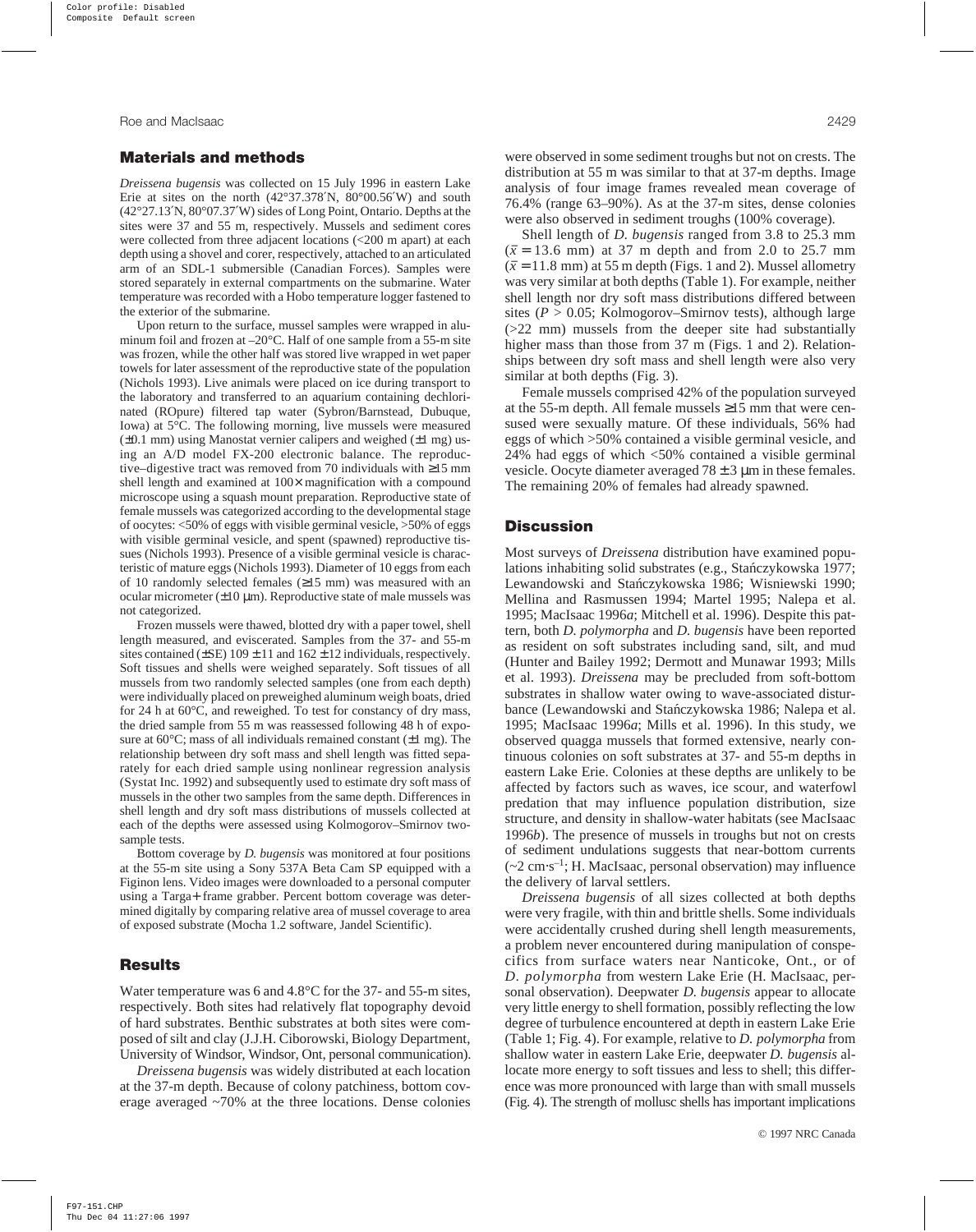## Materials and methods

*Dreissena bugensis* was collected on 15 July 1996 in eastern Lake Erie at sites on the north (42°37.378′N, 80°00.56′W) and south (42°27.13′N, 80°07.37′W) sides of Long Point, Ontario. Depths at the sites were 37 and 55 m, respectively. Mussels and sediment cores were collected from three adjacent locations (<200 m apart) at each depth using a shovel and corer, respectively, attached to an articulated arm of an SDL-1 submersible (Canadian Forces). Samples were stored separately in external compartments on the submarine. Water temperature was recorded with a Hobo temperature logger fastened to the exterior of the submarine.

Upon return to the surface, mussel samples were wrapped in aluminum foil and frozen at –20°C. Half of one sample from a 55-m site was frozen, while the other half was stored live wrapped in wet paper towels for later assessment of the reproductive state of the population (Nichols 1993). Live animals were placed on ice during transport to the laboratory and transferred to an aquarium containing dechlorinated (ROpure) filtered tap water (Sybron/Barnstead, Dubuque, Iowa) at 5°C. The following morning, live mussels were measured (±0.1 mm) using Manostat vernier calipers and weighed (±1 mg) using an A/D model FX-200 electronic balance. The reproductive–digestive tract was removed from 70 individuals with ≥15 mm shell length and examined at 100× magnification with a compound microscope using a squash mount preparation. Reproductive state of female mussels was categorized according to the developmental stage of oocytes: <50% of eggs with visible germinal vesicle, >50% of eggs with visible germinal vesicle, and spent (spawned) reproductive tissues (Nichols 1993). Presence of a visible germinal vesicle is characteristic of mature eggs (Nichols 1993). Diameter of 10 eggs from each of 10 randomly selected females (≥15 mm) was measured with an ocular micrometer (±10 μm). Reproductive state of male mussels was not categorized.

Frozen mussels were thawed, blotted dry with a paper towel, shell length measured, and eviscerated. Samples from the 37- and 55-m sites contained (±SE) 109 ± 11 and 162 ± 12 individuals, respectively. Soft tissues and shells were weighed separately. Soft tissues of all mussels from two randomly selected samples (one from each depth) were individually placed on preweighed aluminum weigh boats, dried for 24 h at 60°C, and reweighed. To test for constancy of dry mass, the dried sample from 55 m was reassessed following 48 h of exposure at 60°C; mass of all individuals remained constant (±1 mg). The relationship between dry soft mass and shell length was fitted separately for each dried sample using nonlinear regression analysis (Systat Inc. 1992) and subsequently used to estimate dry soft mass of mussels in the other two samples from the same depth. Differences in shell length and dry soft mass distributions of mussels collected at each of the depths were assessed using Kolmogorov–Smirnov two-sample tests.

Bottom coverage by *D. bugensis* was monitored at four positions at the 55-m site using a Sony 537A Beta Cam SP equipped with a Figinon lens. Video images were downloaded to a personal computer using a Targa+ frame grabber. Percent bottom coverage was determined digitally by comparing relative area of mussel coverage to area of exposed substrate (Mocha 1.2 software, Jandel Scientific).

## Results

Water temperature was 6 and 4.8°C for the 37- and 55-m sites, respectively. Both sites had relatively flat topography devoid of hard substrates. Benthic substrates at both sites were composed of silt and clay (J.J.H. Ciborowski, Biology Department, University of Windsor, Windsor, Ont, personal communication).

*Dreissena bugensis* was widely distributed at each location at the 37-m depth. Because of colony patchiness, bottom coverage averaged ~70% at the three locations. Dense colonies were observed in some sediment troughs but not on crests. The distribution at 55 m was similar to that at 37-m depths. Image analysis of four image frames revealed mean coverage of 76.4% (range 63–90%). As at the 37-m sites, dense colonies were also observed in sediment troughs (100% coverage).

Shell length of *D. bugensis* ranged from 3.8 to 25.3 mm ($\bar{x}$ = 13.6 mm) at 37 m depth and from 2.0 to 25.7 mm ($\bar{x}$ = 11.8 mm) at 55 m depth (Figs. 1 and 2). Mussel allometry was very similar at both depths (Table 1). For example, neither shell length nor dry soft mass distributions differed between sites ($P$ > 0.05; Kolmogorov–Smirnov tests), although large (>22 mm) mussels from the deeper site had substantially higher mass than those from 37 m (Figs. 1 and 2). Relationships between dry soft mass and shell length were also very similar at both depths (Fig. 3).

Female mussels comprised 42% of the population surveyed at the 55-m depth. All female mussels ≥15 mm that were censused were sexually mature. Of these individuals, 56% had eggs of which >50% contained a visible germinal vesicle, and 24% had eggs of which <50% contained a visible germinal vesicle. Oocyte diameter averaged 78 ± 3 μm in these females. The remaining 20% of females had already spawned.

## Discussion

Most surveys of *Dreissena* distribution have examined populations inhabiting solid substrates (e.g., Stańczykowska 1977; Lewandowski and Stańczykowska 1986; Wisniewski 1990; Mellina and Rasmussen 1994; Martel 1995; Nalepa et al. 1995; MacIsaac 1996*a*; Mitchell et al. 1996). Despite this pattern, both *D. polymorpha* and *D. bugensis* have been reported as resident on soft substrates including sand, silt, and mud (Hunter and Bailey 1992; Dermott and Munawar 1993; Mills et al. 1993). *Dreissena* may be precluded from soft-bottom substrates in shallow water owing to wave-associated disturbance (Lewandowski and Stańczykowska 1986; Nalepa et al. 1995; MacIsaac 1996*a*; Mills et al. 1996). In this study, we observed quagga mussels that formed extensive, nearly continuous colonies on soft substrates at 37- and 55-m depths in eastern Lake Erie. Colonies at these depths are unlikely to be affected by factors such as waves, ice scour, and waterfowl predation that may influence population distribution, size structure, and density in shallow-water habitats (see MacIsaac 1996*b*). The presence of mussels in troughs but not on crests of sediment undulations suggests that near-bottom currents (~2 cm·s$^{-1}$; H. MacIsaac, personal observation) may influence the delivery of larval settlers.

*Dreissena bugensis* of all sizes collected at both depths were very fragile, with thin and brittle shells. Some individuals were accidentally crushed during shell length measurements, a problem never encountered during manipulation of conspecifics from surface waters near Nanticoke, Ont., or of *D. polymorpha* from western Lake Erie (H. MacIsaac, personal observation). Deepwater *D. bugensis* appear to allocate very little energy to shell formation, possibly reflecting the low degree of turbulence encountered at depth in eastern Lake Erie (Table 1; Fig. 4). For example, relative to *D. polymorpha* from shallow water in eastern Lake Erie, deepwater *D. bugensis* allocate more energy to soft tissues and less to shell; this difference was more pronounced with large than with small mussels (Fig. 4). The strength of mollusc shells has important implications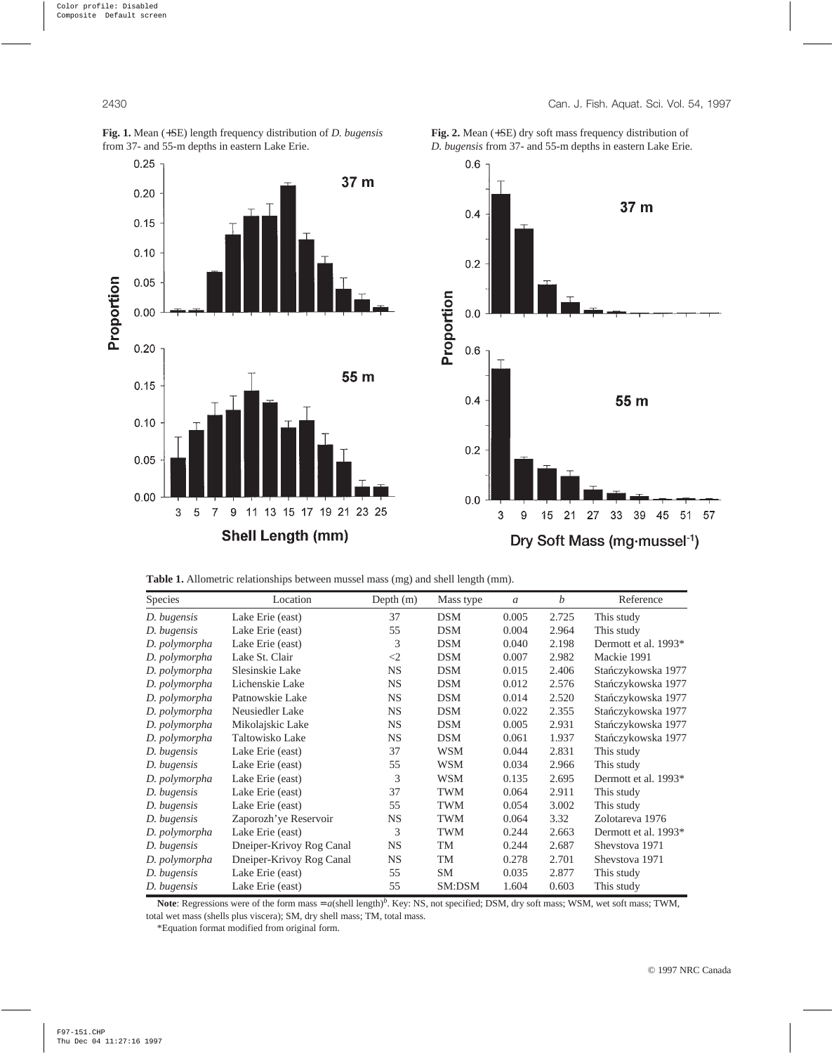**Fig. 1.** Mean (+SE) length frequency distribution of *D. bugensis* from 37- and 55-m depths in eastern Lake Erie.

**Fig. 2.** Mean (+SE) dry soft mass frequency distribution of *D. bugensis* from 37- and 55-m depths in eastern Lake Erie.

**Table 1.** Allometric relationships between mussel mass (mg) and shell length (mm).

| Species | Location | Depth (m) | Mass type | *a* | *b* | Reference |
|---|---|---|---|---|---|---|
| *D. bugensis* | Lake Erie (east) | 37 | DSM | 0.005 | 2.725 | This study |
| *D. bugensis* | Lake Erie (east) | 55 | DSM | 0.004 | 2.964 | This study |
| *D. polymorpha* | Lake Erie (east) | 3 | DSM | 0.040 | 2.198 | Dermott et al. 1993* |
| *D. polymorpha* | Lake St. Clair | <2 | DSM | 0.007 | 2.982 | Mackie 1991 |
| *D. polymorpha* | Slesinskie Lake | NS | DSM | 0.015 | 2.406 | Stańczykowska 1977 |
| *D. polymorpha* | Lichenskie Lake | NS | DSM | 0.012 | 2.576 | Stańczykowska 1977 |
| *D. polymorpha* | Patnowskie Lake | NS | DSM | 0.014 | 2.520 | Stańczykowska 1977 |
| *D. polymorpha* | Neusiedler Lake | NS | DSM | 0.022 | 2.355 | Stańczykowska 1977 |
| *D. polymorpha* | Mikolajskic Lake | NS | DSM | 0.005 | 2.931 | Stańczykowska 1977 |
| *D. polymorpha* | Taltowisko Lake | NS | DSM | 0.061 | 1.937 | Stańczykowska 1977 |
| *D. bugensis* | Lake Erie (east) | 37 | WSM | 0.044 | 2.831 | This study |
| *D. bugensis* | Lake Erie (east) | 55 | WSM | 0.034 | 2.966 | This study |
| *D. polymorpha* | Lake Erie (east) | 3 | WSM | 0.135 | 2.695 | Dermott et al. 1993* |
| *D. bugensis* | Lake Erie (east) | 37 | TWM | 0.064 | 2.911 | This study |
| *D. bugensis* | Lake Erie (east) | 55 | TWM | 0.054 | 3.002 | This study |
| *D. bugensis* | Zaporozh'ye Reservoir | NS | TWM | 0.064 | 3.32 | Zolotareva 1976 |
| *D. polymorpha* | Lake Erie (east) | 3 | TWM | 0.244 | 2.663 | Dermott et al. 1993* |
| *D. bugensis* | Dneiper-Krivoy Rog Canal | NS | TM | 0.244 | 2.687 | Shevstova 1971 |
| *D. polymorpha* | Dneiper-Krivoy Rog Canal | NS | TM | 0.278 | 2.701 | Shevstova 1971 |
| *D. bugensis* | Lake Erie (east) | 55 | SM | 0.035 | 2.877 | This study |
| *D. bugensis* | Lake Erie (east) | 55 | SM:DSM | 1.604 | 0.603 | This study |

**Note**: Regressions were of the form mass = $a$(shell length)$^b$. Key: NS, not specified; DSM, dry soft mass; WSM, wet soft mass; TWM, total wet mass (shells plus viscera); SM, dry shell mass; TM, total mass.

*Equation format modified from original form.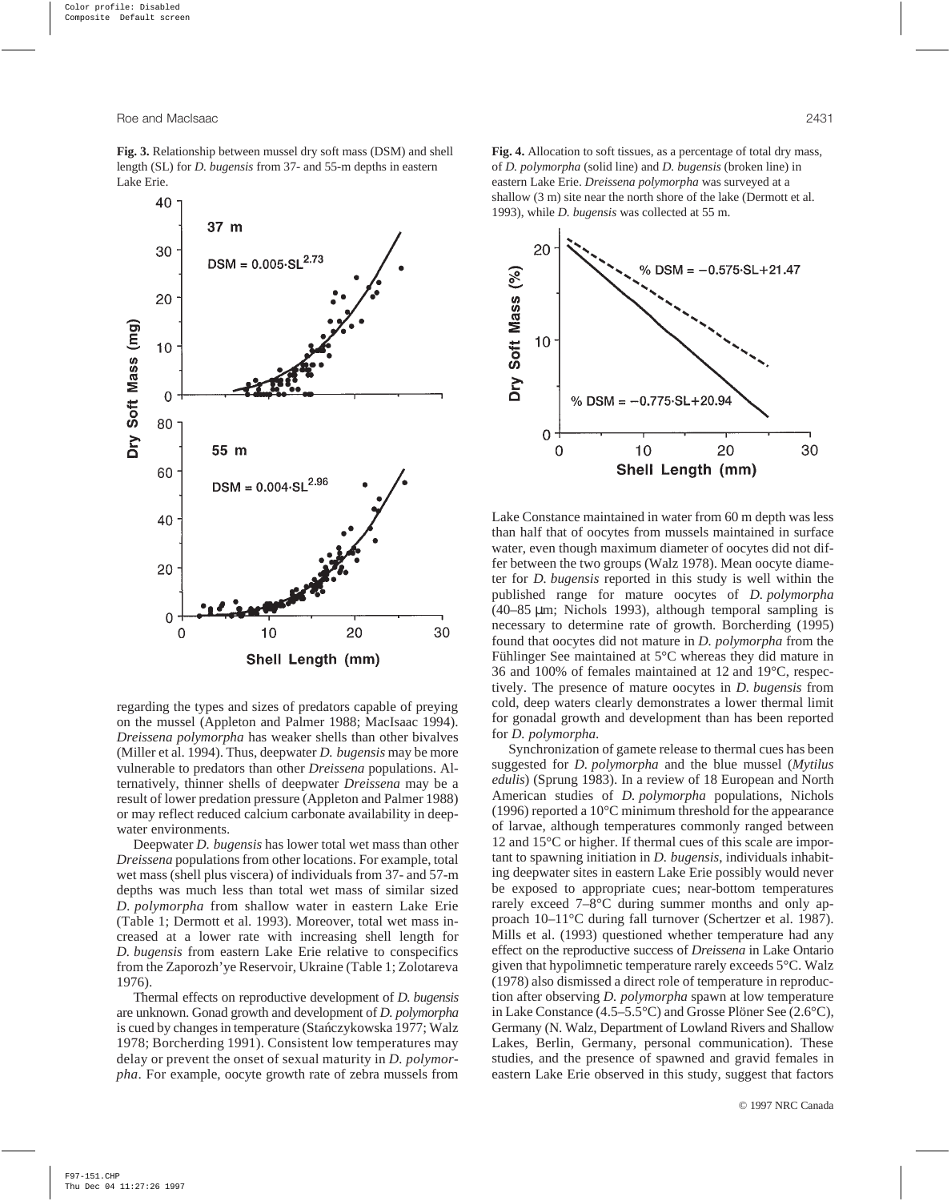**Fig. 3.** Relationship between mussel dry soft mass (DSM) and shell length (SL) for *D. bugensis* from 37- and 55-m depths in eastern Lake Erie.

**Fig. 4.** Allocation to soft tissues, as a percentage of total dry mass, of *D. polymorpha* (solid line) and *D. bugensis* (broken line) in eastern Lake Erie. *Dreissena polymorpha* was surveyed at a shallow (3 m) site near the north shore of the lake (Dermott et al. 1993), while *D. bugensis* was collected at 55 m.

regarding the types and sizes of predators capable of preying on the mussel (Appleton and Palmer 1988; MacIsaac 1994). *Dreissena polymorpha* has weaker shells than other bivalves (Miller et al. 1994). Thus, deepwater *D. bugensis* may be more vulnerable to predators than other *Dreissena* populations. Alternatively, thinner shells of deepwater *Dreissena* may be a result of lower predation pressure (Appleton and Palmer 1988) or may reflect reduced calcium carbonate availability in deepwater environments.

Deepwater *D. bugensis* has lower total wet mass than other *Dreissena* populations from other locations. For example, total wet mass (shell plus viscera) of individuals from 37- and 57-m depths was much less than total wet mass of similar sized *D. polymorpha* from shallow water in eastern Lake Erie (Table 1; Dermott et al. 1993). Moreover, total wet mass increased at a lower rate with increasing shell length for *D. bugensis* from eastern Lake Erie relative to conspecifics from the Zaporozh'ye Reservoir, Ukraine (Table 1; Zolotareva 1976).

Thermal effects on reproductive development of *D. bugensis* are unknown. Gonad growth and development of *D. polymorpha* is cued by changes in temperature (Stańczykowska 1977; Walz 1978; Borcherding 1991). Consistent low temperatures may delay or prevent the onset of sexual maturity in *D. polymorpha*. For example, oocyte growth rate of zebra mussels from Lake Constance maintained in water from 60 m depth was less than half that of oocytes from mussels maintained in surface water, even though maximum diameter of oocytes did not differ between the two groups (Walz 1978). Mean oocyte diameter for *D. bugensis* reported in this study is well within the published range for mature oocytes of *D. polymorpha* (40–85 μm; Nichols 1993), although temporal sampling is necessary to determine rate of growth. Borcherding (1995) found that oocytes did not mature in *D. polymorpha* from the Fühlinger See maintained at 5°C whereas they did mature in 36 and 100% of females maintained at 12 and 19°C, respectively. The presence of mature oocytes in *D. bugensis* from cold, deep waters clearly demonstrates a lower thermal limit for gonadal growth and development than has been reported for *D. polymorpha*.

Synchronization of gamete release to thermal cues has been suggested for *D. polymorpha* and the blue mussel (*Mytilus edulis*) (Sprung 1983). In a review of 18 European and North American studies of *D. polymorpha* populations, Nichols (1996) reported a 10°C minimum threshold for the appearance of larvae, although temperatures commonly ranged between 12 and 15°C or higher. If thermal cues of this scale are important to spawning initiation in *D. bugensis*, individuals inhabiting deepwater sites in eastern Lake Erie possibly would never be exposed to appropriate cues; near-bottom temperatures rarely exceed 7–8°C during summer months and only approach 10–11°C during fall turnover (Schertzer et al. 1987). Mills et al. (1993) questioned whether temperature had any effect on the reproductive success of *Dreissena* in Lake Ontario given that hypolimnetic temperature rarely exceeds 5°C. Walz (1978) also dismissed a direct role of temperature in reproduction after observing *D. polymorpha* spawn at low temperature in Lake Constance (4.5–5.5°C) and Grosse Plöner See (2.6°C), Germany (N. Walz, Department of Lowland Rivers and Shallow Lakes, Berlin, Germany, personal communication). These studies, and the presence of spawned and gravid females in eastern Lake Erie observed in this study, suggest that factors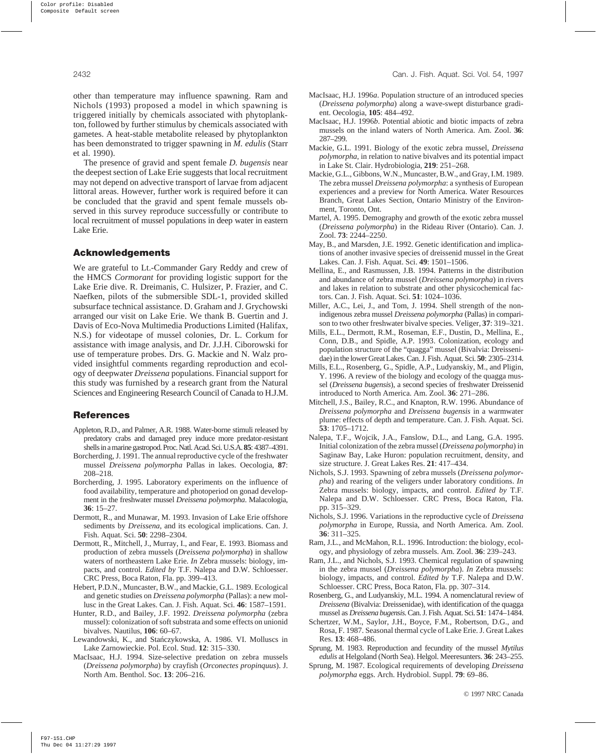other than temperature may influence spawning. Ram and Nichols (1993) proposed a model in which spawning is triggered initially by chemicals associated with phytoplankton, followed by further stimulus by chemicals associated with gametes. A heat-stable metabolite released by phytoplankton has been demonstrated to trigger spawning in *M. edulis* (Starr et al. 1990).

The presence of gravid and spent female *D. bugensis* near the deepest section of Lake Erie suggests that local recruitment may not depend on advective transport of larvae from adjacent littoral areas. However, further work is required before it can be concluded that the gravid and spent female mussels observed in this survey reproduce successfully or contribute to local recruitment of mussel populations in deep water in eastern Lake Erie.

## Acknowledgements

We are grateful to Lt.-Commander Gary Reddy and crew of the HMCS *Cormorant* for providing logistic support for the Lake Erie dive. R. Dreimanis, C. Hulsizer, P. Frazier, and C. Naefken, pilots of the submersible SDL-1, provided skilled subsurface technical assistance. D. Graham and J. Grychowski arranged our visit on Lake Erie. We thank B. Guertin and J. Davis of Eco-Nova Multimedia Productions Limited (Halifax, N.S.) for videotape of mussel colonies, Dr. L. Corkum for assistance with image analysis, and Dr. J.J.H. Ciborowski for use of temperature probes. Drs. G. Mackie and N. Walz provided insightful comments regarding reproduction and ecology of deepwater *Dreissena* populations. Financial support for this study was furnished by a research grant from the Natural Sciences and Engineering Research Council of Canada to H.J.M.

## References

Appleton, R.D., and Palmer, A.R. 1988. Water-borne stimuli released by predatory crabs and damaged prey induce more predator-resistant shells in a marine gastropod. Proc. Natl. Acad. Sci. U.S.A. **85**: 4387–4391.

Borcherding, J. 1991. The annual reproductive cycle of the freshwater mussel *Dreissena polymorpha* Pallas in lakes. Oecologia, **87**: 208–218.

Borcherding, J. 1995. Laboratory experiments on the influence of food availability, temperature and photoperiod on gonad development in the freshwater mussel *Dreissena polymorpha*. Malacologia, **36**: 15–27.

Dermott, R., and Munawar, M. 1993. Invasion of Lake Erie offshore sediments by *Dreissena*, and its ecological implications. Can. J. Fish. Aquat. Sci. **50**: 2298–2304.

Dermott, R., Mitchell, J., Murray, I., and Fear, E. 1993. Biomass and production of zebra mussels (*Dreissena polymorpha*) in shallow waters of northeastern Lake Erie. *In* Zebra mussels: biology, impacts, and control. *Edited by* T.F. Nalepa and D.W. Schloesser. CRC Press, Boca Raton, Fla. pp. 399–413.

Hebert, P.D.N., Muncaster, B.W., and Mackie, G.L. 1989. Ecological and genetic studies on *Dreissena polymorpha* (Pallas): a new mollusc in the Great Lakes. Can. J. Fish. Aquat. Sci. **46**: 1587–1591.

Hunter, R.D., and Bailey, J.F. 1992. *Dreissena polymorpha* (zebra mussel): colonization of soft substrata and some effects on unionid bivalves. Nautilus, **106**: 60–67.

Lewandowski, K., and Stańczykowska, A. 1986. VI. Molluscs in Lake Zarnowieckie. Pol. Ecol. Stud. **12**: 315–330.

MacIsaac, H.J. 1994. Size-selective predation on zebra mussels (*Dreissena polymorpha*) by crayfish (*Orconectes propinquus*). J. North Am. Benthol. Soc. **13**: 206–216.

MacIsaac, H.J. 1996*a*. Population structure of an introduced species (*Dreissena polymorpha*) along a wave-swept disturbance gradient. Oecologia, **105**: 484–492.

MacIsaac, H.J. 1996*b*. Potential abiotic and biotic impacts of zebra mussels on the inland waters of North America. Am. Zool. **36**: 287–299.

Mackie, G.L. 1991. Biology of the exotic zebra mussel, *Dreissena polymorpha*, in relation to native bivalves and its potential impact in Lake St. Clair. Hydrobiologia, **219**: 251–268.

Mackie, G.L., Gibbons, W.N., Muncaster, B.W., and Gray, I.M. 1989. The zebra mussel *Dreissena polymorpha*: a synthesis of European experiences and a preview for North America. Water Resources Branch, Great Lakes Section, Ontario Ministry of the Environment, Toronto, Ont.

Martel, A. 1995. Demography and growth of the exotic zebra mussel (*Dreissena polymorpha*) in the Rideau River (Ontario). Can. J. Zool. **73**: 2244–2250.

May, B., and Marsden, J.E. 1992. Genetic identification and implications of another invasive species of dreissenid mussel in the Great Lakes. Can. J. Fish. Aquat. Sci. **49**: 1501–1506.

Mellina, E., and Rasmussen, J.B. 1994. Patterns in the distribution and abundance of zebra mussel (*Dreissena polymorpha*) in rivers and lakes in relation to substrate and other physicochemical factors. Can. J. Fish. Aquat. Sci. **51**: 1024–1036.

Miller, A.C., Lei, J., and Tom, J. 1994. Shell strength of the non-indigenous zebra mussel *Dreissena polymorpha* (Pallas) in comparison to two other freshwater bivalve species. Veliger, **37**: 319–321.

Mills, E.L., Dermott, R.M., Roseman, E.F., Dustin, D., Mellina, E., Conn, D.B., and Spidle, A.P. 1993. Colonization, ecology and population structure of the "quagga" mussel (Bivalvia: Dreissenidae) in the lower Great Lakes. Can. J. Fish. Aquat. Sci. **50**: 2305–2314.

Mills, E.L., Rosenberg, G., Spidle, A.P., Ludyanskiy, M., and Pligin, Y. 1996. A review of the biology and ecology of the quagga mussel (*Dreissena bugensis*), a second species of freshwater Dreissenid introduced to North America. Am. Zool. **36**: 271–286.

Mitchell, J.S., Bailey, R.C., and Knapton, R.W. 1996. Abundance of *Dreissena polymorpha* and *Dreissena bugensis* in a warmwater plume: effects of depth and temperature. Can. J. Fish. Aquat. Sci. **53**: 1705–1712.

Nalepa, T.F., Wojcik, J.A., Fanslow, D.L., and Lang, G.A. 1995. Initial colonization of the zebra mussel (*Dreissena polymorpha*) in Saginaw Bay, Lake Huron: population recruitment, density, and size structure. J. Great Lakes Res. **21**: 417–434.

Nichols, S.J. 1993. Spawning of zebra mussels (*Dreissena polymorpha*) and rearing of the veligers under laboratory conditions. *In* Zebra mussels: biology, impacts, and control. *Edited by* T.F. Nalepa and D.W. Schloesser. CRC Press, Boca Raton, Fla. pp. 315–329.

Nichols, S.J. 1996. Variations in the reproductive cycle of *Dreissena polymorpha* in Europe, Russia, and North America. Am. Zool. **36**: 311–325.

Ram, J.L., and McMahon, R.L. 1996. Introduction: the biology, ecology, and physiology of zebra mussels. Am. Zool. **36**: 239–243.

Ram, J.L., and Nichols, S.J. 1993. Chemical regulation of spawning in the zebra mussel (*Dreissena polymorpha*). *In* Zebra mussels: biology, impacts, and control. *Edited by* T.F. Nalepa and D.W. Schloesser. CRC Press, Boca Raton, Fla. pp. 307–314.

Rosenberg, G., and Ludyanskiy, M.L. 1994. A nomenclatural review of *Dreissena* (Bivalvia: Dreissenidae), with identification of the quagga mussel as *Dreissena bugensis*. Can. J. Fish. Aquat. Sci. **51**: 1474–1484.

Schertzer, W.M., Saylor, J.H., Boyce, F.M., Robertson, D.G., and Rosa, F. 1987. Seasonal thermal cycle of Lake Erie. J. Great Lakes Res. **13**: 468–486.

Sprung, M. 1983. Reproduction and fecundity of the mussel *Mytilus edulis* at Helgoland (North Sea). Helgol. Meeresunters. **36**: 243–255.

Sprung, M. 1987. Ecological requirements of developing *Dreissena polymorpha* eggs. Arch. Hydrobiol. Suppl. **79**: 69–86.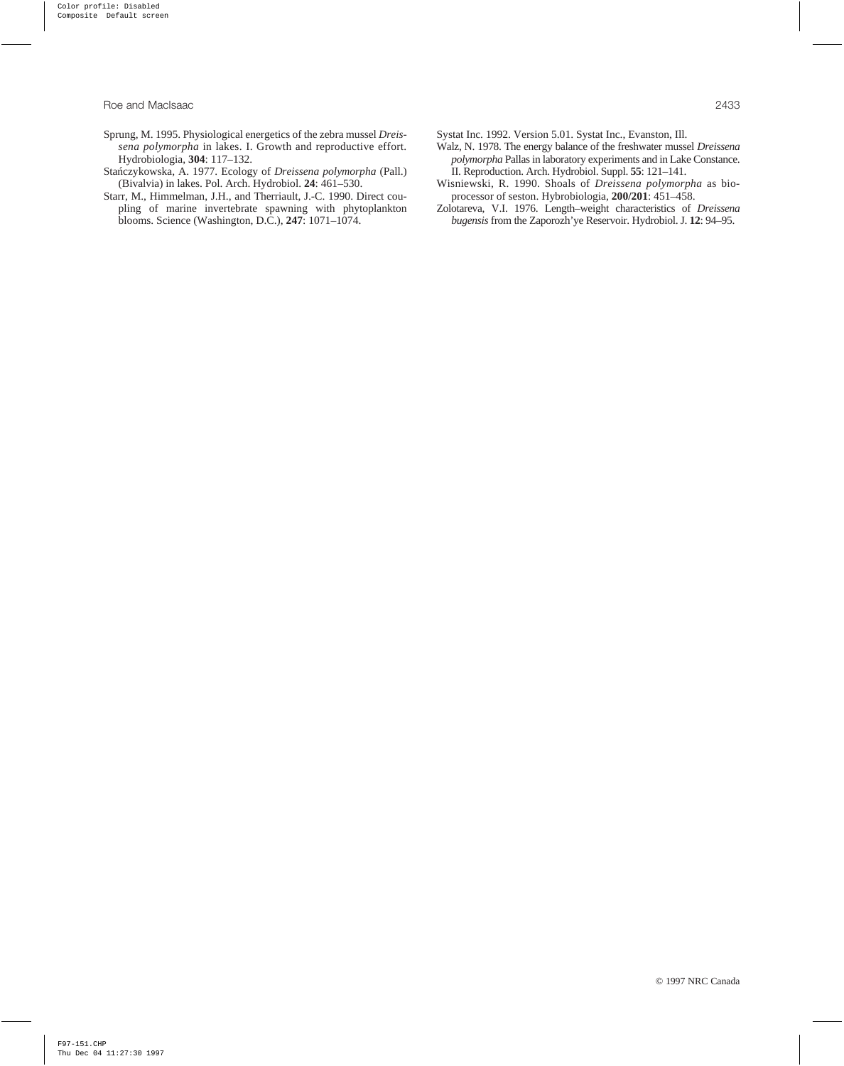Sprung, M. 1995. Physiological energetics of the zebra mussel *Dreissena polymorpha* in lakes. I. Growth and reproductive effort. Hydrobiologia, **304**: 117–132.

Stańczykowska, A. 1977. Ecology of *Dreissena polymorpha* (Pall.) (Bivalvia) in lakes. Pol. Arch. Hydrobiol. **24**: 461–530.

Starr, M., Himmelman, J.H., and Therriault, J.-C. 1990. Direct coupling of marine invertebrate spawning with phytoplankton blooms. Science (Washington, D.C.), **247**: 1071–1074.

Systat Inc. 1992. Version 5.01. Systat Inc., Evanston, Ill.

Walz, N. 1978. The energy balance of the freshwater mussel *Dreissena polymorpha* Pallas in laboratory experiments and in Lake Constance. II. Reproduction. Arch. Hydrobiol. Suppl. **55**: 121–141.

Wisniewski, R. 1990. Shoals of *Dreissena polymorpha* as bioprocessor of seston. Hybrobiologia, **200/201**: 451–458.

Zolotareva, V.I. 1976. Length–weight characteristics of *Dreissena bugensis* from the Zaporozh'ye Reservoir. Hydrobiol. J. **12**: 94–95.